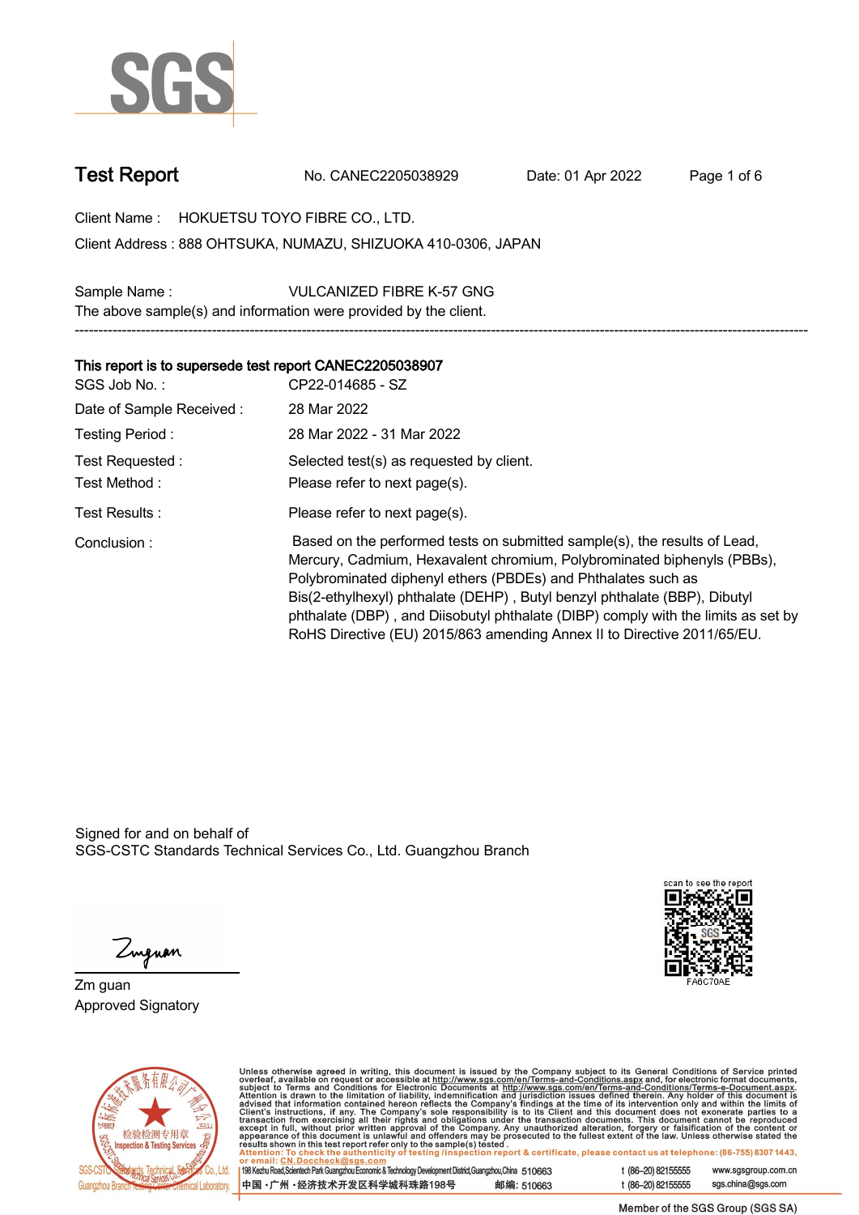# Test Report

No. CANEC2205038929 Date: 01 Apr 2022

Client Name : HOKUETSU TOYO FIBRE CO., LTD.

Client Address : 888 OHTSUKA, NUMAZU, SHIZUOKA 410-0306, JAPAN

Sample Name : VULCANIZED FIBRE K-57 GNG

The above sample(s) and information were provided by the client.

---

**This report is to supersede test report CANEC2205038907**

SGS Job No. : CP22-014685 - SZ

Date of Sample Received : 28 Mar 2022

Testing Period : 28 Mar 2022 - 31 Mar 2022

Test Requested : Selected test(s) as requested by client.

Test Method : Please refer to next page(s).

Test Results : Please refer to next page(s).

Conclusion : Based on the performed tests on submitted sample(s), the results of Lead, Mercury, Cadmium, Hexavalent chromium, Polybrominated biphenyls (PBBs), Polybrominated diphenyl ethers (PBDEs) and Phthalates such as Bis(2-ethylhexyl) phthalate (DEHP) , Butyl benzyl phthalate (BBP), Dibutyl phthalate (DBP) , and Diisobutyl phthalate (DIBP) comply with the limits as set by RoHS Directive (EU) 2015/863 amending Annex II to Directive 2011/65/EU.

Signed for and on behalf of
SGS-CSTC Standards Technical Services Co., Ltd. Guangzhou Branch

Zm guan
Approved Signatory

scan to see the report
FA6C70AE

Unless otherwise agreed in writing, this document is issued by the Company subject to its General Conditions of Service printed overleaf, available on request or accessible at http://www.sgs.com/en/Terms-and-Conditions.aspx and, for electronic format documents, subject to Terms and Conditions for Electronic Documents at http://www.sgs.com/en/Terms-and-Conditions/Terms-e-Document.aspx. Attention is drawn to the limitation of liability, indemnification and jurisdiction issues defined therein. Any holder of this document is advised that information contained hereon reflects the Company's findings at the time of its intervention only and within the limits of Client's instructions, if any. The Company's sole responsibility is to its Client and this document does not exonerate parties to a transaction from exercising all their rights and obligations under the transaction documents. This document cannot be reproduced except in full, without prior written approval of the Company. Any unauthorized alteration, forgery or falsification of the content or appearance of this document is unlawful and offenders may be prosecuted to the fullest extent of the law. Unless otherwise stated the results shown in this test report refer only to the sample(s) tested.

Attention: To check the authenticity of testing /inspection report & certificate, please contact us at telephone: (86-755) 8307 1443, or email: CN.Doccheck@sgs.com

198 Kezhu Road,Scientech Park Guangzhou Economic & Technology Development District,Guangzhou,China 510663 t (86-20) 82155555 www.sgsgroup.com.cn

中国・广州・经济技术开发区科学城科珠路198号 邮编: 510663 t (86-20) 82155555 sgs.china@sgs.com

Member of the SGS Group (SGS SA)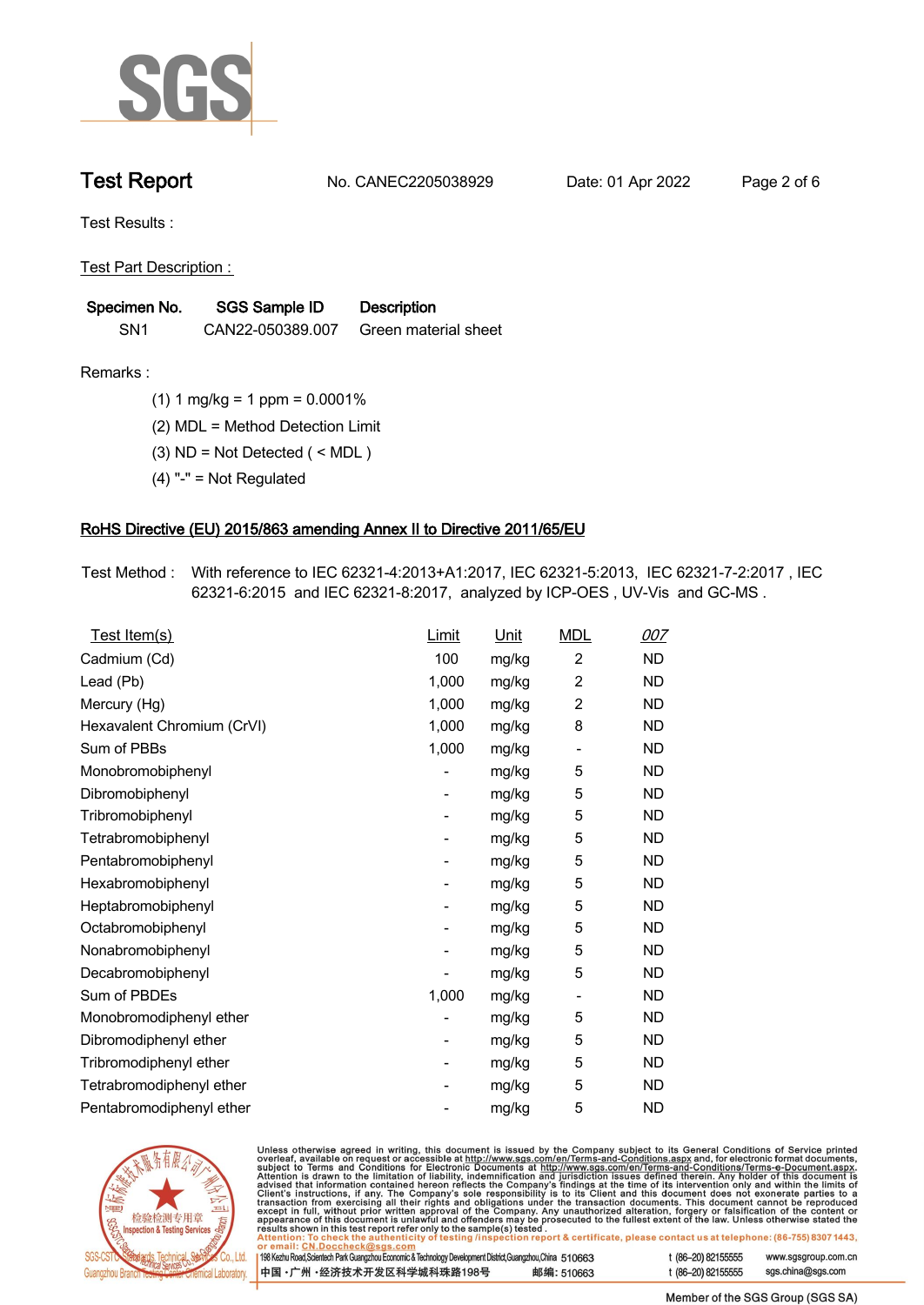# Test Report

No. CANEC2205038929 Date: 01 Apr 2022

Test Results :

Test Part Description :

| Specimen No. | SGS Sample ID | Description |
|---|---|---|
| SN1 | CAN22-050389.007 | Green material sheet |

Remarks :

(1) 1 mg/kg = 1 ppm = 0.0001%

(2) MDL = Method Detection Limit

(3) ND = Not Detected ( < MDL )

(4) "-" = Not Regulated

## RoHS Directive (EU) 2015/863 amending Annex II to Directive 2011/65/EU

Test Method : With reference to IEC 62321-4:2013+A1:2017, IEC 62321-5:2013, IEC 62321-7-2:2017 , IEC 62321-6:2015 and IEC 62321-8:2017, analyzed by ICP-OES , UV-Vis and GC-MS .

| Test Item(s) | Limit | Unit | MDL | 007 |
|---|---|---|---|---|
| Cadmium (Cd) | 100 | mg/kg | 2 | ND |
| Lead (Pb) | 1,000 | mg/kg | 2 | ND |
| Mercury (Hg) | 1,000 | mg/kg | 2 | ND |
| Hexavalent Chromium (CrVI) | 1,000 | mg/kg | 8 | ND |
| Sum of PBBs | 1,000 | mg/kg | - | ND |
| Monobromobiphenyl | - | mg/kg | 5 | ND |
| Dibromobiphenyl | - | mg/kg | 5 | ND |
| Tribromobiphenyl | - | mg/kg | 5 | ND |
| Tetrabromobiphenyl | - | mg/kg | 5 | ND |
| Pentabromobiphenyl | - | mg/kg | 5 | ND |
| Hexabromobiphenyl | - | mg/kg | 5 | ND |
| Heptabromobiphenyl | - | mg/kg | 5 | ND |
| Octabromobiphenyl | - | mg/kg | 5 | ND |
| Nonabromobiphenyl | - | mg/kg | 5 | ND |
| Decabromobiphenyl | - | mg/kg | 5 | ND |
| Sum of PBDEs | 1,000 | mg/kg | - | ND |
| Monobromodiphenyl ether | - | mg/kg | 5 | ND |
| Dibromodiphenyl ether | - | mg/kg | 5 | ND |
| Tribromodiphenyl ether | - | mg/kg | 5 | ND |
| Tetrabromodiphenyl ether | - | mg/kg | 5 | ND |
| Pentabromodiphenyl ether | - | mg/kg | 5 | ND |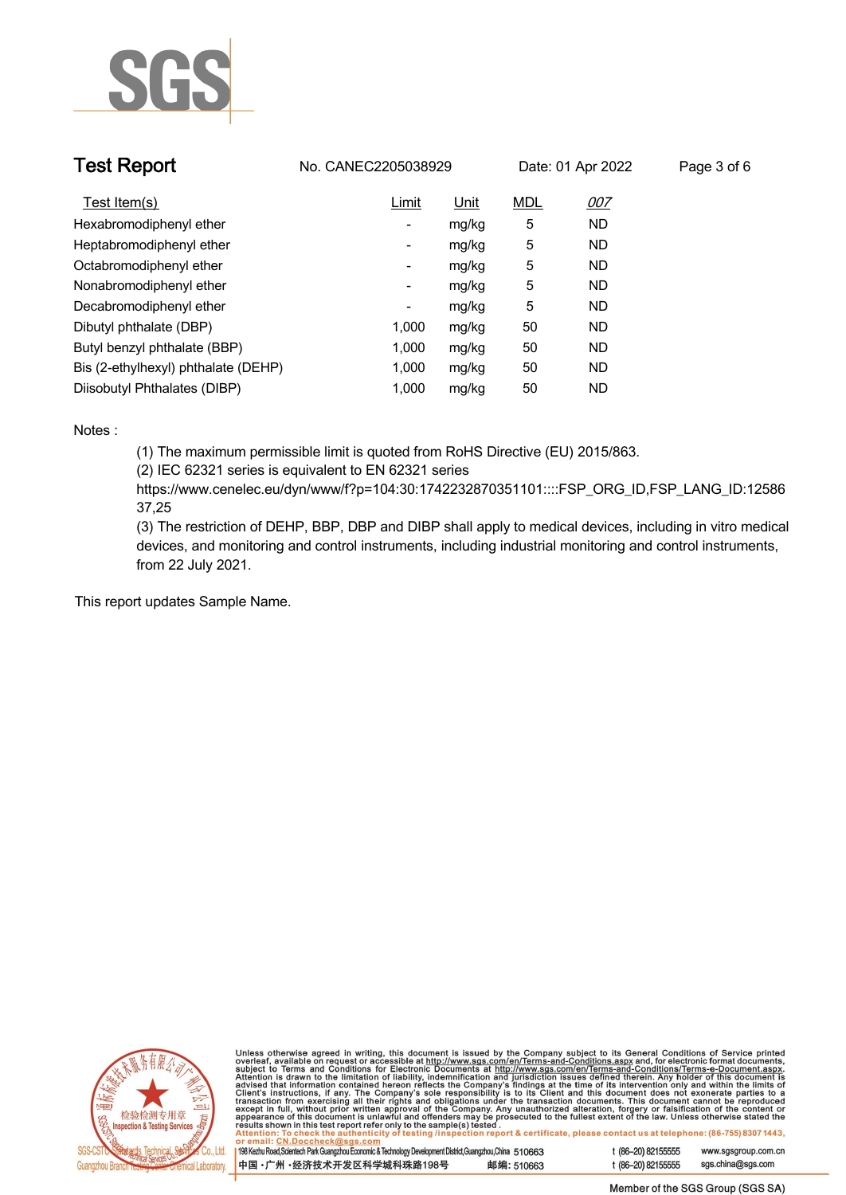## Test Report

No. CANEC2205038929 Date: 01 Apr 2022

| Test Item(s) | Limit | Unit | MDL | 007 |
|---|---|---|---|---|
| Hexabromodiphenyl ether | - | mg/kg | 5 | ND |
| Heptabromodiphenyl ether | - | mg/kg | 5 | ND |
| Octabromodiphenyl ether | - | mg/kg | 5 | ND |
| Nonabromodiphenyl ether | - | mg/kg | 5 | ND |
| Decabromodiphenyl ether | - | mg/kg | 5 | ND |
| Dibutyl phthalate (DBP) | 1,000 | mg/kg | 50 | ND |
| Butyl benzyl phthalate (BBP) | 1,000 | mg/kg | 50 | ND |
| Bis (2-ethylhexyl) phthalate (DEHP) | 1,000 | mg/kg | 50 | ND |
| Diisobutyl Phthalates (DIBP) | 1,000 | mg/kg | 50 | ND |

Notes :

(1) The maximum permissible limit is quoted from RoHS Directive (EU) 2015/863.

(2) IEC 62321 series is equivalent to EN 62321 series
https://www.cenelec.eu/dyn/www/f?p=104:30:1742232870351101::::FSP_ORG_ID,FSP_LANG_ID:1258637,25

(3) The restriction of DEHP, BBP, DBP and DIBP shall apply to medical devices, including in vitro medical devices, and monitoring and control instruments, including industrial monitoring and control instruments, from 22 July 2021.

This report updates Sample Name.

Unless otherwise agreed in writing, this document is issued by the Company subject to its General Conditions of Service printed overleaf, available on request or accessible at http://www.sgs.com/en/Terms-and-Conditions.aspx and, for electronic format documents, subject to Terms and Conditions for Electronic Documents at http://www.sgs.com/en/Terms-and-Conditions/Terms-e-Document.aspx. Attention is drawn to the limitation of liability, indemnification and jurisdiction issues defined therein. Any holder of this document is advised that information contained hereon reflects the Company's findings at the time of its intervention only and within the limits of Client's instructions, if any. The Company's sole responsibility is to its Client and this document does not exonerate parties to a transaction from exercising all their rights and obligations under the transaction documents. This document cannot be reproduced except in full, without prior written approval of the Company. Any unauthorized alteration, forgery or falsification of the content or appearance of this document is unlawful and offenders may be prosecuted to the fullest extent of the law. Unless otherwise stated the results shown in this test report refer only to the sample(s) tested.

Attention: To check the authenticity of testing /inspection report & certificate, please contact us at telephone: (86-755) 8307 1443, or email: CN.Doccheck@sgs.com

SGS-CSTC Standards Technical Services Co., Ltd. Guangzhou Branch Testing Center Chemical Laboratory.

198 Kezhu Road,Scientech Park Guangzhou Economic & Technology Development District,Guangzhou,China 510663 t (86–20) 82155555 www.sgsgroup.com.cn

中国 ·广州 ·经济技术开发区科学城科珠路198号 邮编: 510663 t (86–20) 82155555 sgs.china@sgs.com

Member of the SGS Group (SGS SA)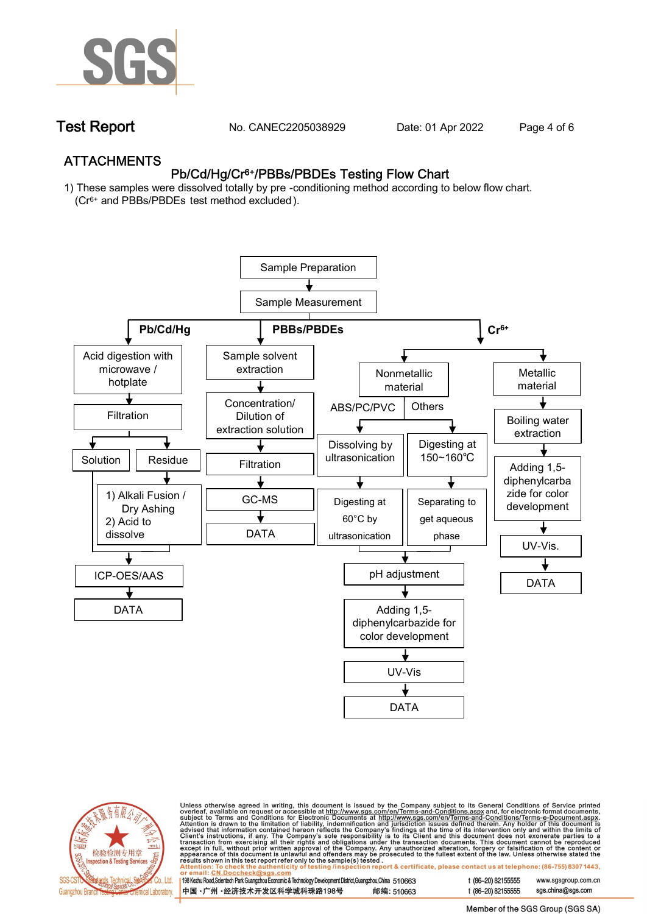# Test Report

No. CANEC2205038929    Date: 01 Apr 2022

## ATTACHMENTS

### Pb/Cd/Hg/$Cr^{6+}$/PBBs/PBDEs Testing Flow Chart

1) These samples were dissolved totally by pre -conditioning method according to below flow chart. ($Cr^{6+}$ and PBBs/PBDEs test method excluded).

Sample Preparation → Sample Measurement

**Pb/Cd/Hg**

- Acid digestion with microwave / hotplate → Filtration → Solution / Residue
  - Residue → 1) Alkali Fusion / Dry Ashing 2) Acid to dissolve
  - Solution and dissolved residue → ICP-OES/AAS → DATA

**PBBs/PBDEs**

- Sample solvent extraction → Concentration/ Dilution of extraction solution → Filtration → GC-MS → DATA

**$Cr^{6+}$**

- Nonmetallic material
  - ABS/PC/PVC → Dissolving by ultrasonication → Digesting at 60°C by ultrasonication
  - Others → Digesting at 150~160℃ → Separating to get aqueous phase
  - → pH adjustment → Adding 1,5-diphenylcarbazide for color development → UV-Vis → DATA
- Metallic material → Boiling water extraction → Adding 1,5-diphenylcarbazide for color development → UV-Vis. → DATA

Unless otherwise agreed in writing, this document is issued by the Company subject to its General Conditions of Service printed overleaf, available on request or accessible at http://www.sgs.com/en/Terms-and-Conditions.aspx and, for electronic format documents, subject to Terms and Conditions for Electronic Documents at http://www.sgs.com/en/Terms-and-Conditions/Terms-e-Document.aspx. Attention is drawn to the limitation of liability, indemnification and jurisdiction issues defined therein. Any holder of this document is advised that information contained hereon reflects the Company's findings at the time of its intervention only and within the limits of Client's instructions, if any. The Company's sole responsibility is to its Client and this document does not exonerate parties to a transaction from exercising all their rights and obligations under the transaction documents. This document cannot be reproduced except in full, without prior written approval of the Company. Any unauthorized alteration, forgery or falsification of the content or appearance of this document is unlawful and offenders may be prosecuted to the fullest extent of the law. Unless otherwise stated the results shown in this test report refer only to the sample(s) tested.

Attention: To check the authenticity of testing /inspection report & certificate, please contact us at telephone: (86-755) 8307 1443, or email: CN.Doccheck@sgs.com

198 Kezhu Road,Scientech Park Guangzhou Economic & Technology Development District,Guangzhou,China 510663 t (86–20) 82155555 www.sgsgroup.com.cn

中国・广州・经济技术开发区科学城科珠路198号 邮编: 510663 t (86–20) 82155555 sgs.china@sgs.com

Member of the SGS Group (SGS SA)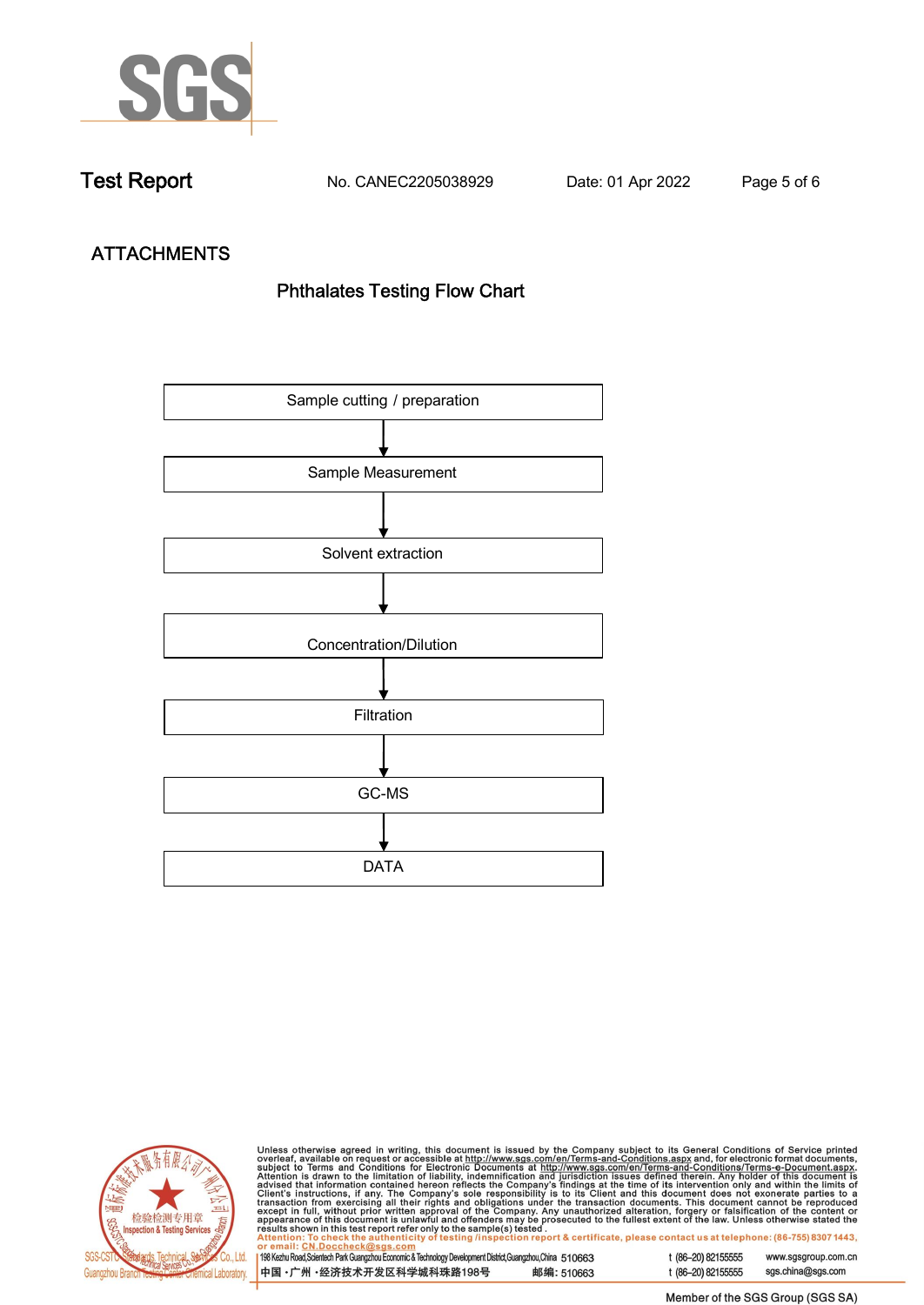## ATTACHMENTS

### Phthalates Testing Flow Chart

Sample cutting / preparation

↓

Sample Measurement

↓

Solvent extraction

↓

Concentration/Dilution

↓

Filtration

↓

GC-MS

↓

DATA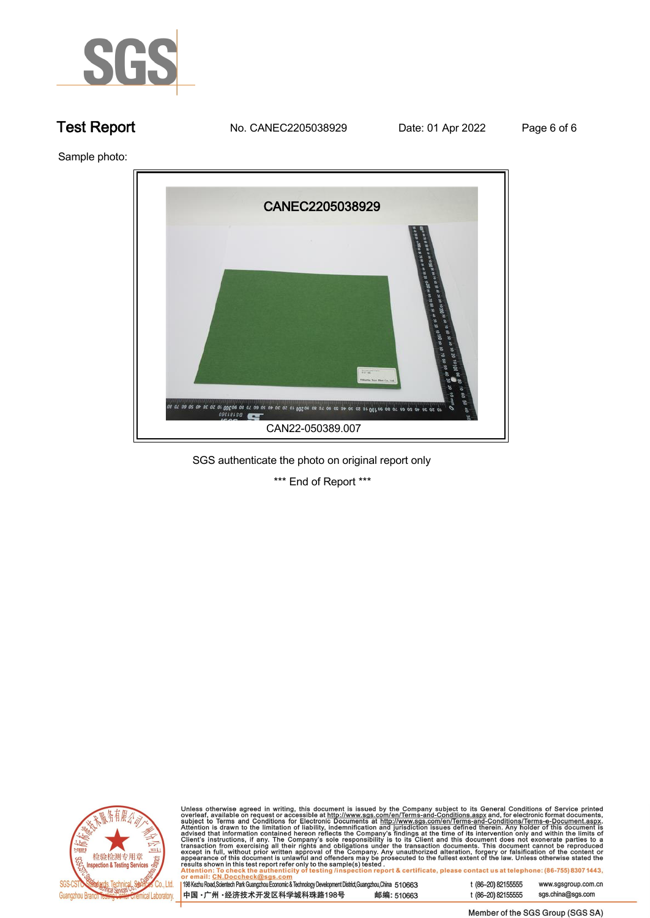Sample photo:

CANEC2205038929

CAN22-050389.007

SGS authenticate the photo on original report only

*** End of Report ***

Unless otherwise agreed in writing, this document is issued by the Company subject to its General Conditions of Service printed overleaf, available on request or accessible at http://www.sgs.com/en/Terms-and-Conditions.aspx and, for electronic format documents, subject to Terms and Conditions for Electronic Documents at http://www.sgs.com/en/Terms-and-Conditions/Terms-e-Document.aspx. Attention is drawn to the limitation of liability, indemnification and jurisdiction issues defined therein. Any holder of this document is advised that information contained hereon reflects the Company's findings at the time of its intervention only and within the limits of Client's instructions, if any. The Company's sole responsibility is to its Client and this document does not exonerate parties to a transaction from exercising all their rights and obligations under the transaction documents. This document cannot be reproduced except in full, without prior written approval of the Company. Any unauthorized alteration, forgery or falsification of the content or appearance of this document is unlawful and offenders may be prosecuted to the fullest extent of the law. Unless otherwise stated the results shown in this test report refer only to the sample(s) tested.

Attention: To check the authenticity of testing /inspection report & certificate, please contact us at telephone: (86-755) 8307 1443, or email: CN.Doccheck@sgs.com

198 Kezhu Road,Scientech Park Guangzhou Economic & Technology Development District,Guangzhou,China 510663 t (86–20) 82155555 www.sgsgroup.com.cn

中国·广州·经济技术开发区科学城科珠路198号 邮编: 510663 t (86–20) 82155555 sgs.china@sgs.com

Member of the SGS Group (SGS SA)